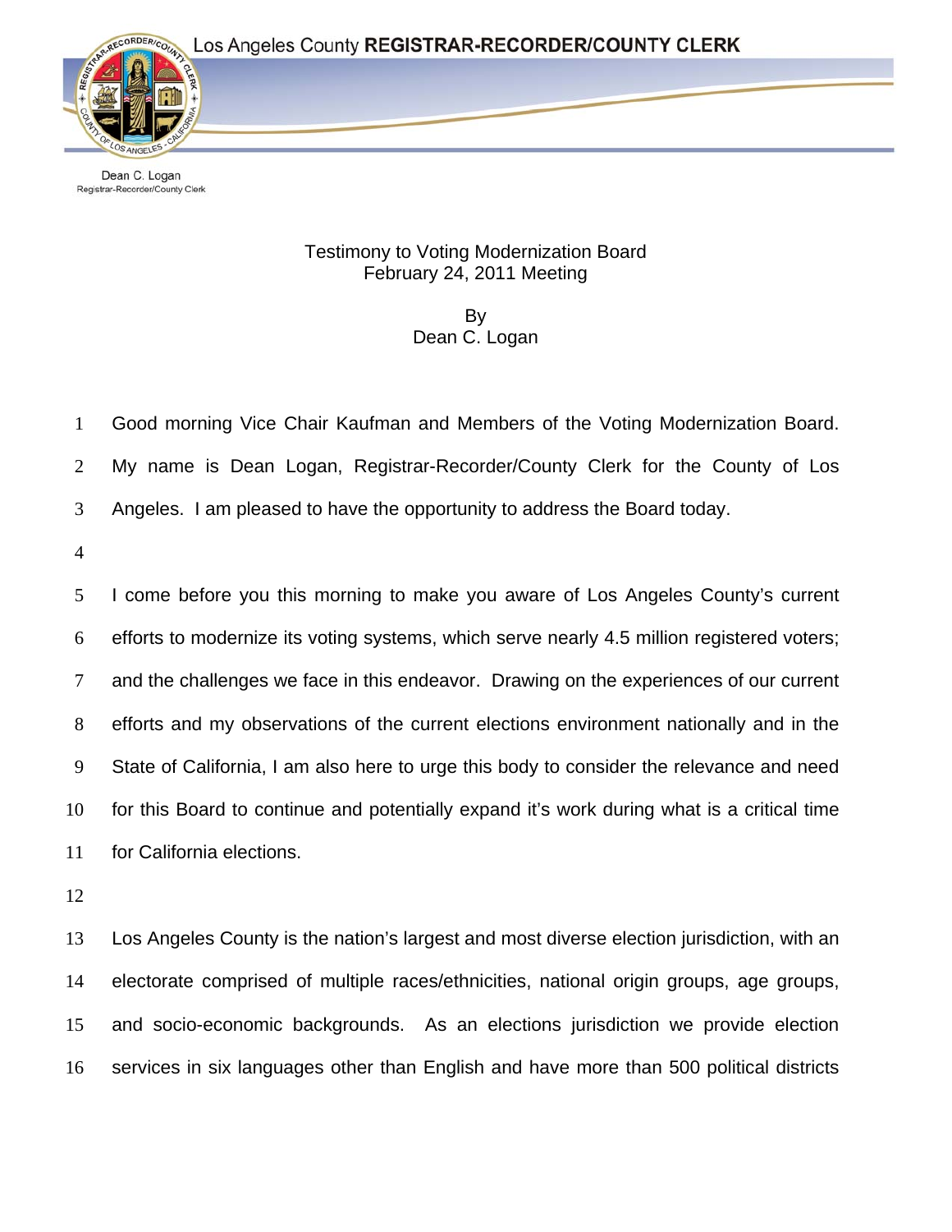Los Angeles County **REGISTRAR-RECORDER/COUNTY CLERK**

Dean C. Logan
Registrar-Recorder/County Clerk

Testimony to Voting Modernization Board
February 24, 2011 Meeting

By
Dean C. Logan

Good morning Vice Chair Kaufman and Members of the Voting Modernization Board. My name is Dean Logan, Registrar-Recorder/County Clerk for the County of Los Angeles. I am pleased to have the opportunity to address the Board today.

I come before you this morning to make you aware of Los Angeles County's current efforts to modernize its voting systems, which serve nearly 4.5 million registered voters; and the challenges we face in this endeavor. Drawing on the experiences of our current efforts and my observations of the current elections environment nationally and in the State of California, I am also here to urge this body to consider the relevance and need for this Board to continue and potentially expand it's work during what is a critical time for California elections.

Los Angeles County is the nation's largest and most diverse election jurisdiction, with an electorate comprised of multiple races/ethnicities, national origin groups, age groups, and socio-economic backgrounds. As an elections jurisdiction we provide election services in six languages other than English and have more than 500 political districts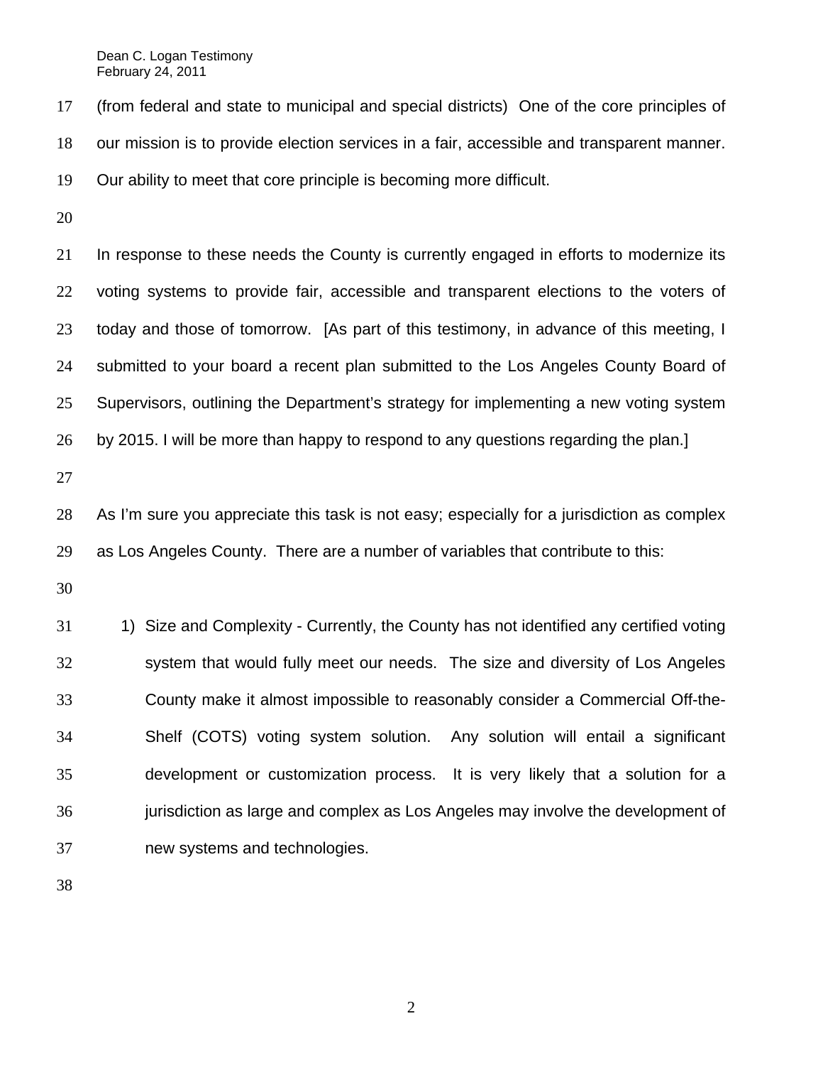(from federal and state to municipal and special districts) One of the core principles of our mission is to provide election services in a fair, accessible and transparent manner. Our ability to meet that core principle is becoming more difficult.

In response to these needs the County is currently engaged in efforts to modernize its voting systems to provide fair, accessible and transparent elections to the voters of today and those of tomorrow. [As part of this testimony, in advance of this meeting, I submitted to your board a recent plan submitted to the Los Angeles County Board of Supervisors, outlining the Department's strategy for implementing a new voting system by 2015. I will be more than happy to respond to any questions regarding the plan.]

As I'm sure you appreciate this task is not easy; especially for a jurisdiction as complex as Los Angeles County. There are a number of variables that contribute to this:

1) Size and Complexity - Currently, the County has not identified any certified voting system that would fully meet our needs. The size and diversity of Los Angeles County make it almost impossible to reasonably consider a Commercial Off-the-Shelf (COTS) voting system solution. Any solution will entail a significant development or customization process. It is very likely that a solution for a jurisdiction as large and complex as Los Angeles may involve the development of new systems and technologies.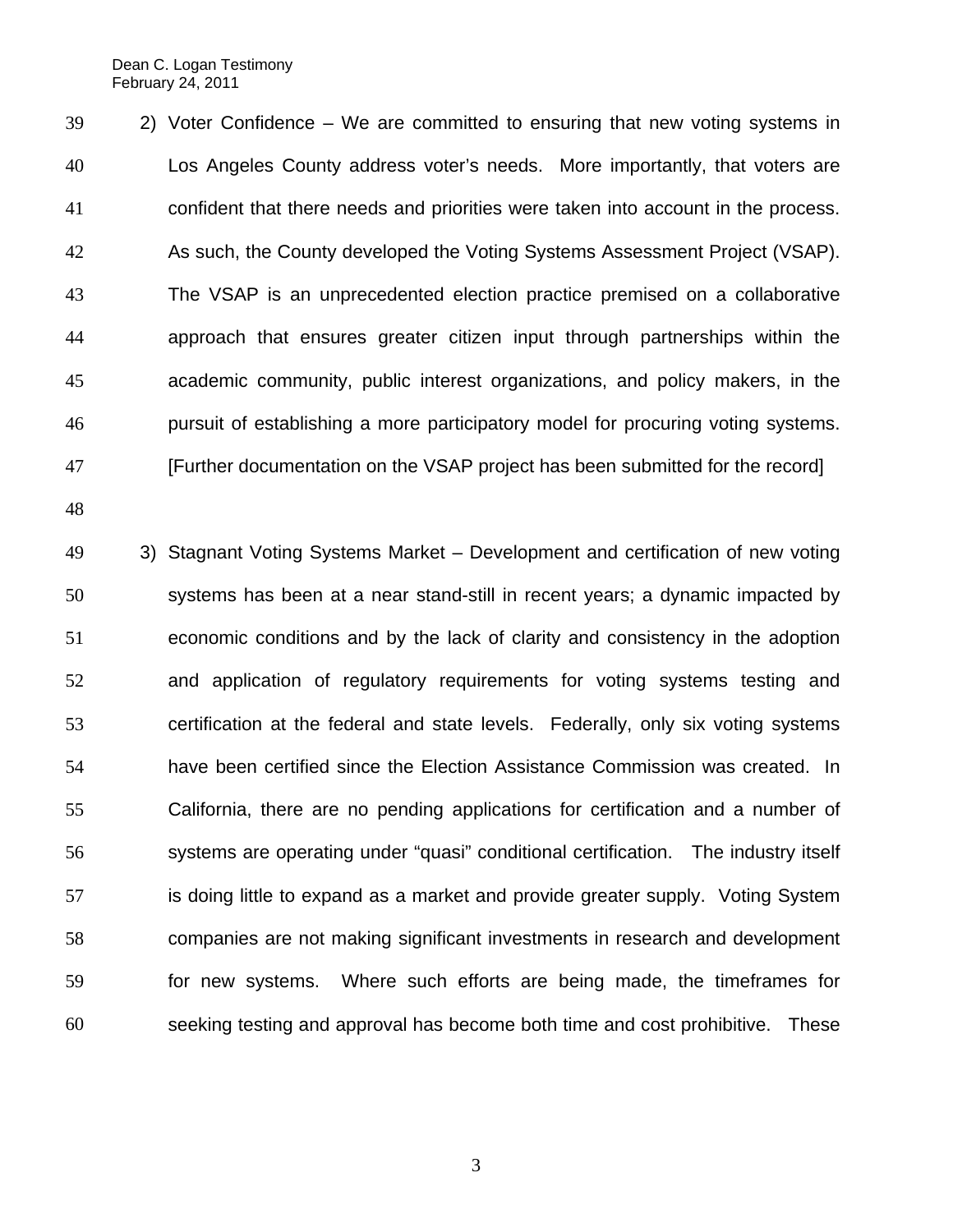2) Voter Confidence – We are committed to ensuring that new voting systems in Los Angeles County address voter's needs. More importantly, that voters are confident that there needs and priorities were taken into account in the process. As such, the County developed the Voting Systems Assessment Project (VSAP). The VSAP is an unprecedented election practice premised on a collaborative approach that ensures greater citizen input through partnerships within the academic community, public interest organizations, and policy makers, in the pursuit of establishing a more participatory model for procuring voting systems. [Further documentation on the VSAP project has been submitted for the record]

3) Stagnant Voting Systems Market – Development and certification of new voting systems has been at a near stand-still in recent years; a dynamic impacted by economic conditions and by the lack of clarity and consistency in the adoption and application of regulatory requirements for voting systems testing and certification at the federal and state levels. Federally, only six voting systems have been certified since the Election Assistance Commission was created. In California, there are no pending applications for certification and a number of systems are operating under "quasi" conditional certification. The industry itself is doing little to expand as a market and provide greater supply. Voting System companies are not making significant investments in research and development for new systems. Where such efforts are being made, the timeframes for seeking testing and approval has become both time and cost prohibitive. These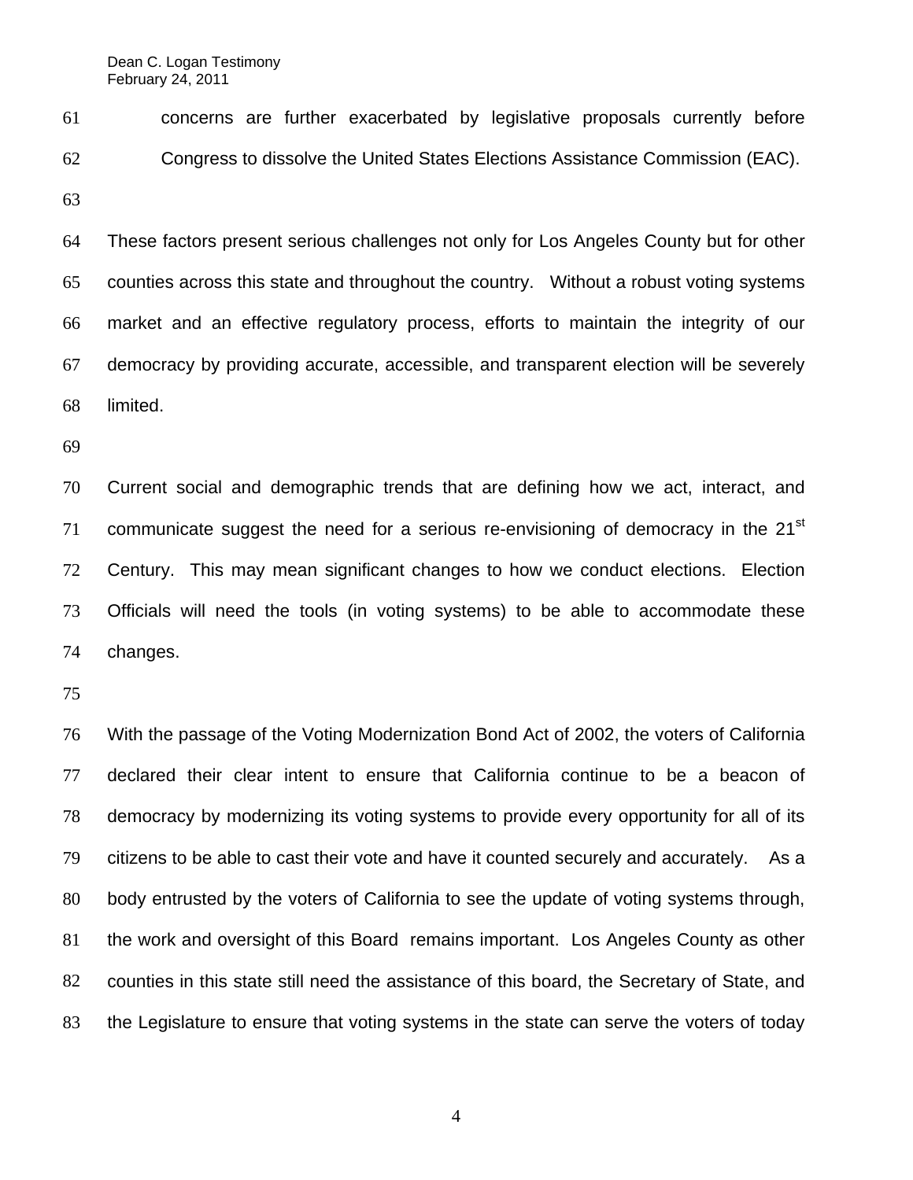concerns are further exacerbated by legislative proposals currently before Congress to dissolve the United States Elections Assistance Commission (EAC).

These factors present serious challenges not only for Los Angeles County but for other counties across this state and throughout the country. Without a robust voting systems market and an effective regulatory process, efforts to maintain the integrity of our democracy by providing accurate, accessible, and transparent election will be severely limited.

Current social and demographic trends that are defining how we act, interact, and communicate suggest the need for a serious re-envisioning of democracy in the 21st Century. This may mean significant changes to how we conduct elections. Election Officials will need the tools (in voting systems) to be able to accommodate these changes.

With the passage of the Voting Modernization Bond Act of 2002, the voters of California declared their clear intent to ensure that California continue to be a beacon of democracy by modernizing its voting systems to provide every opportunity for all of its citizens to be able to cast their vote and have it counted securely and accurately. As a body entrusted by the voters of California to see the update of voting systems through, the work and oversight of this Board remains important. Los Angeles County as other counties in this state still need the assistance of this board, the Secretary of State, and the Legislature to ensure that voting systems in the state can serve the voters of today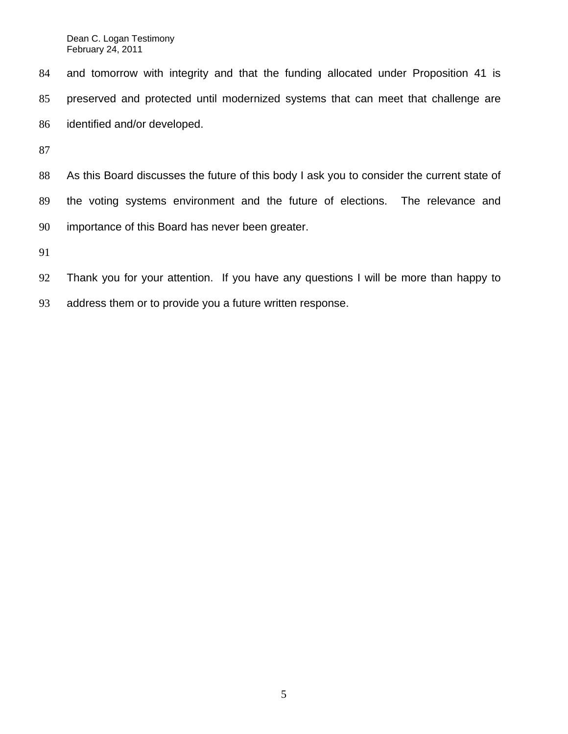and tomorrow with integrity and that the funding allocated under Proposition 41 is preserved and protected until modernized systems that can meet that challenge are identified and/or developed.

As this Board discusses the future of this body I ask you to consider the current state of the voting systems environment and the future of elections. The relevance and importance of this Board has never been greater.

Thank you for your attention. If you have any questions I will be more than happy to address them or to provide you a future written response.